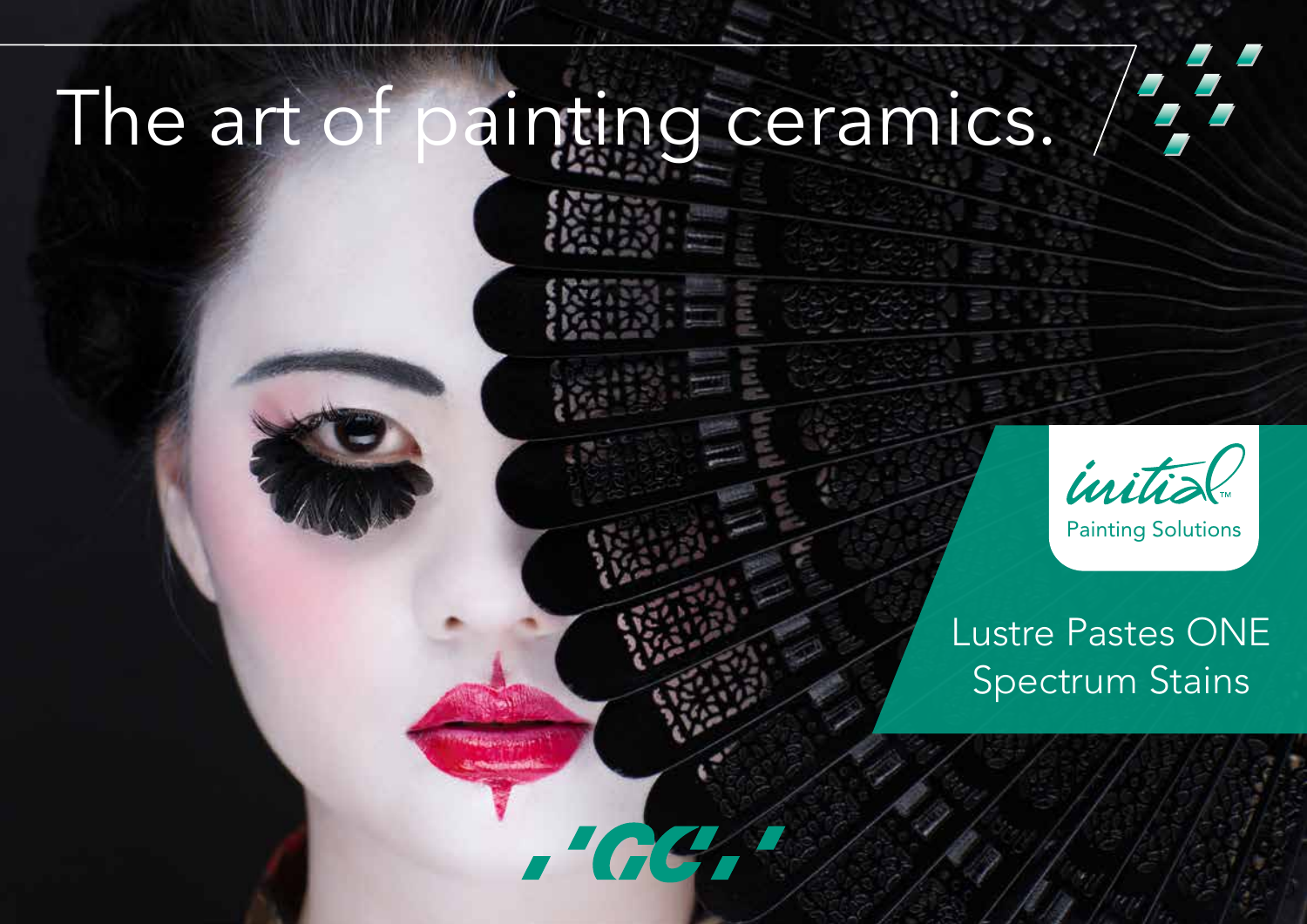# The art of painting ceramics.

initial™
Painting Solutions

Lustre Pastes ONE
Spectrum Stains

GC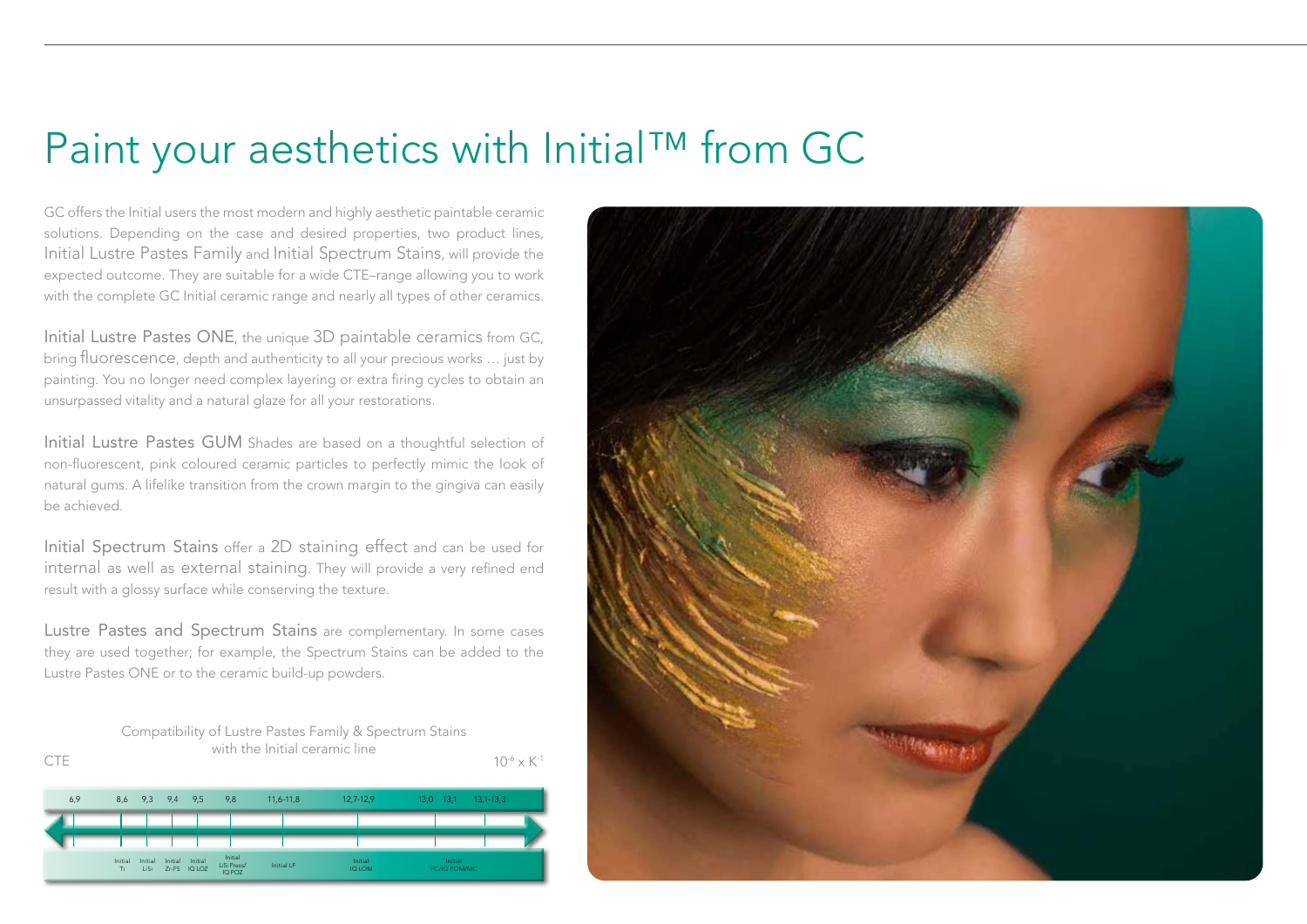# Paint your aesthetics with Initial™ from GC

GC offers the Initial users the most modern and highly aesthetic paintable ceramic solutions. Depending on the case and desired properties, two product lines, Initial Lustre Pastes Family and Initial Spectrum Stains, will provide the expected outcome. They are suitable for a wide CTE–range allowing you to work with the complete GC Initial ceramic range and nearly all types of other ceramics.

Initial Lustre Pastes ONE, the unique 3D paintable ceramics from GC, bring fluorescence, depth and authenticity to all your precious works … just by painting. You no longer need complex layering or extra firing cycles to obtain an unsurpassed vitality and a natural glaze for all your restorations.

Initial Lustre Pastes GUM Shades are based on a thoughtful selection of non-fluorescent, pink coloured ceramic particles to perfectly mimic the look of natural gums. A lifelike transition from the crown margin to the gingiva can easily be achieved.

Initial Spectrum Stains offer a 2D staining effect and can be used for internal as well as external staining. They will provide a very refined end result with a glossy surface while conserving the texture.

Lustre Pastes and Spectrum Stains are complementary. In some cases they are used together; for example, the Spectrum Stains can be added to the Lustre Pastes ONE or to the ceramic build-up powders.

Compatibility of Lustre Pastes Family & Spectrum Stains with the Initial ceramic line

CTE ($10^{-6} \times K^{-1}$)

| 6,9 | 8,6 | 9,3 | 9,4 | 9,5 | 9,8 | 11,6-11,8 | 12,7-12,9 | 13,0 | 13,1 | 13,1-13,3 |
|---|---|---|---|---|---|---|---|---|---|---|
| | Initial Ti | Initial LiSi | Initial Zr-FS | Initial IQ LOZ | Initial LiSi Press/ IQ POZ | Initial LF | Initial IQ LOM | Initial PC/IQ POM/MC | | |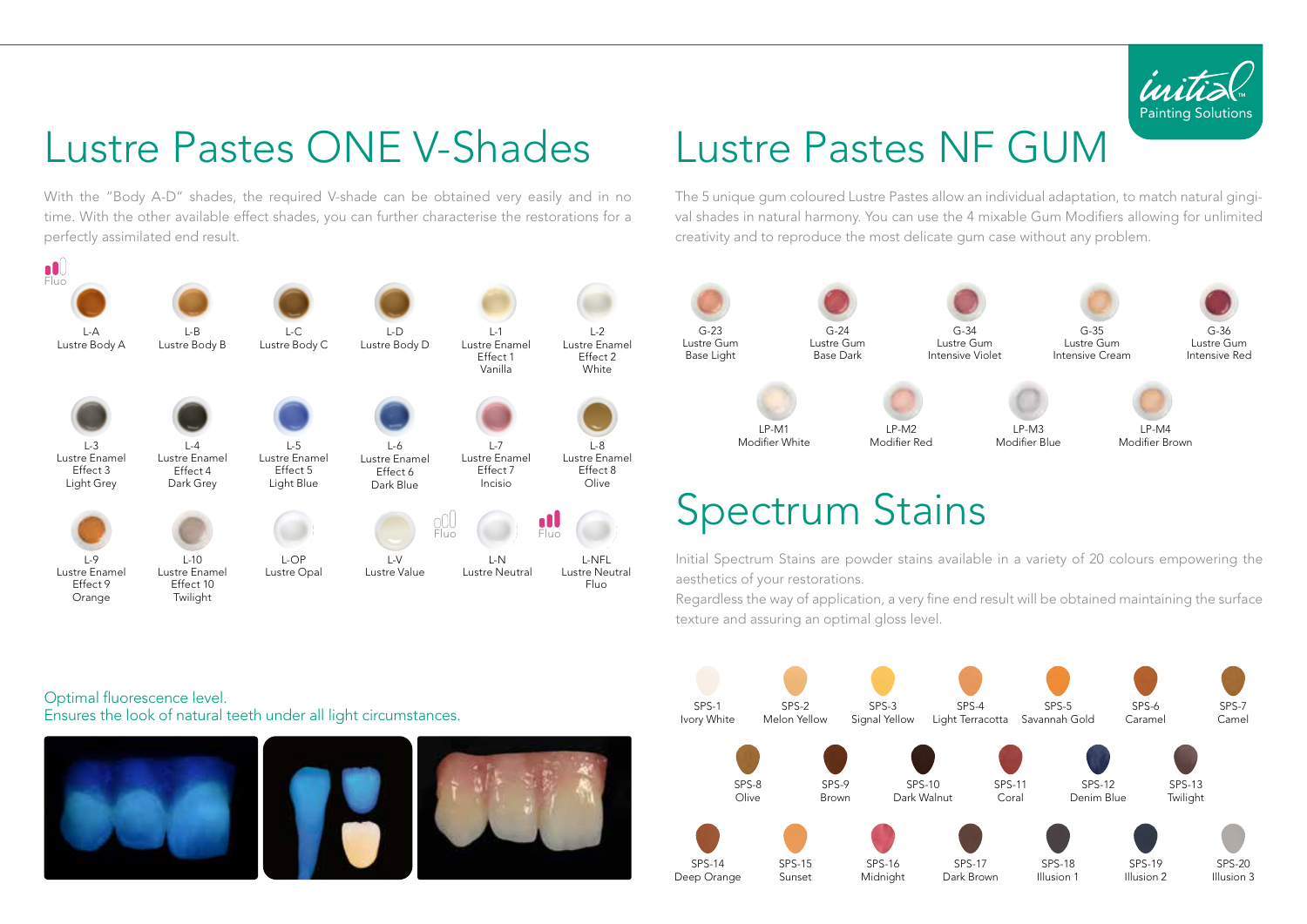# Lustre Pastes ONE V-Shades

With the "Body A-D" shades, the required V-shade can be obtained very easily and in no time. With the other available effect shades, you can further characterise the restorations for a perfectly assimilated end result.

Fluo

| | | | | | |
|---|---|---|---|---|---|
| L-A Lustre Body A | L-B Lustre Body B | L-C Lustre Body C | L-D Lustre Body D | L-1 Lustre Enamel Effect 1 Vanilla | L-2 Lustre Enamel Effect 2 White |
| L-3 Lustre Enamel Effect 3 Light Grey | L-4 Lustre Enamel Effect 4 Dark Grey | L-5 Lustre Enamel Effect 5 Light Blue | L-6 Lustre Enamel Effect 6 Dark Blue | L-7 Lustre Enamel Effect 7 Incisio | L-8 Lustre Enamel Effect 8 Olive |
| L-9 Lustre Enamel Effect 9 Orange | L-10 Lustre Enamel Effect 10 Twilight | L-OP Lustre Opal | L-V Lustre Value | L-N Lustre Neutral (Fluo) | L-NFL Lustre Neutral Fluo (Fluo) |

Optimal fluorescence level.
Ensures the look of natural teeth under all light circumstances.

# Lustre Pastes NF GUM

The 5 unique gum coloured Lustre Pastes allow an individual adaptation, to match natural gingival shades in natural harmony. You can use the 4 mixable Gum Modifiers allowing for unlimited creativity and to reproduce the most delicate gum case without any problem.

| | | | | |
|---|---|---|---|---|
| G-23 Lustre Gum Base Light | G-24 Lustre Gum Base Dark | G-34 Lustre Gum Intensive Violet | G-35 Lustre Gum Intensive Cream | G-36 Lustre Gum Intensive Red |
| LP-M1 Modifier White | LP-M2 Modifier Red | LP-M3 Modifier Blue | LP-M4 Modifier Brown | |

# Spectrum Stains

Initial Spectrum Stains are powder stains available in a variety of 20 colours empowering the aesthetics of your restorations.
Regardless the way of application, a very fine end result will be obtained maintaining the surface texture and assuring an optimal gloss level.

| | | | | | | |
|---|---|---|---|---|---|---|
| SPS-1 Ivory White | SPS-2 Melon Yellow | SPS-3 Signal Yellow | SPS-4 Light Terracotta | SPS-5 Savannah Gold | SPS-6 Caramel | SPS-7 Camel |
| SPS-8 Olive | SPS-9 Brown | SPS-10 Dark Walnut | SPS-11 Coral | SPS-12 Denim Blue | SPS-13 Twilight | |
| SPS-14 Deep Orange | SPS-15 Sunset | SPS-16 Midnight | SPS-17 Dark Brown | SPS-18 Illusion 1 | SPS-19 Illusion 2 | SPS-20 Illusion 3 |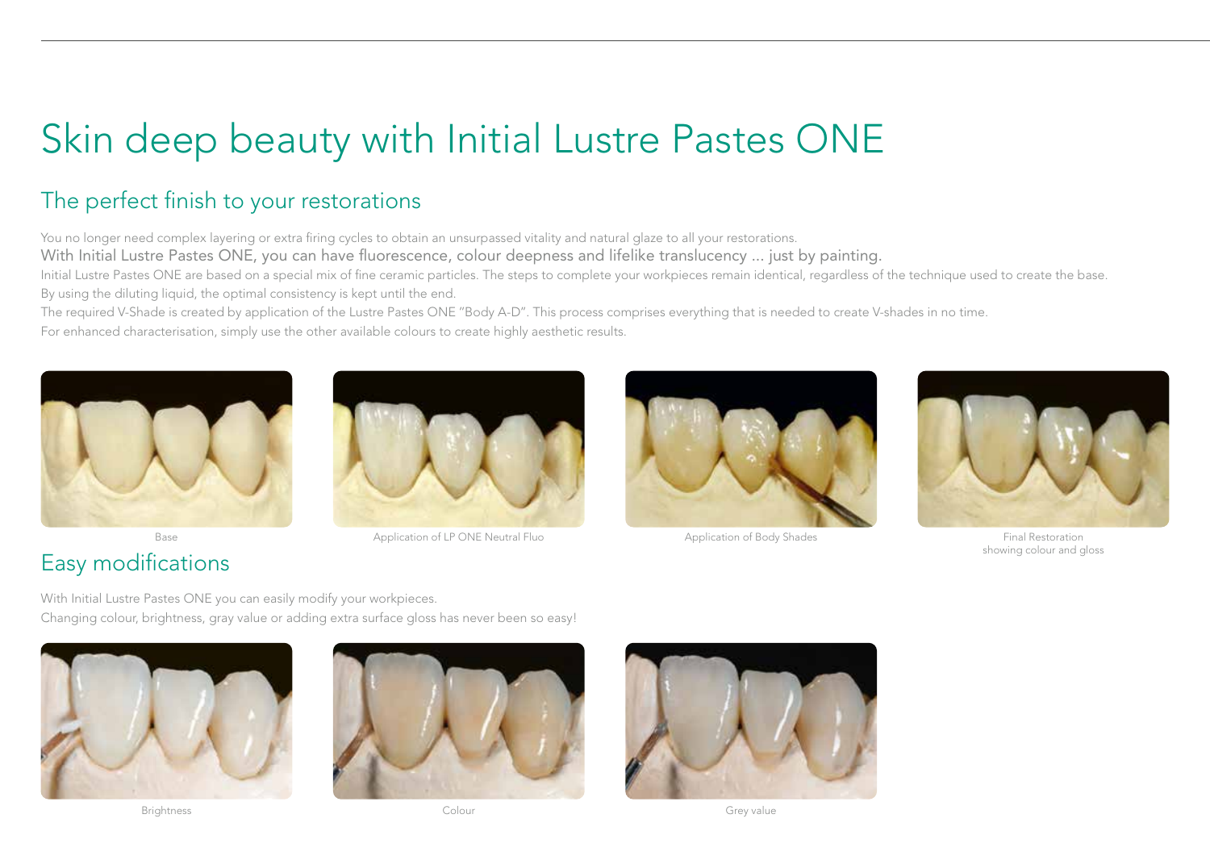# Skin deep beauty with Initial Lustre Pastes ONE

## The perfect finish to your restorations

You no longer need complex layering or extra firing cycles to obtain an unsurpassed vitality and natural glaze to all your restorations.

With Initial Lustre Pastes ONE, you can have fluorescence, colour deepness and lifelike translucency ... just by painting.

Initial Lustre Pastes ONE are based on a special mix of fine ceramic particles. The steps to complete your workpieces remain identical, regardless of the technique used to create the base. By using the diluting liquid, the optimal consistency is kept until the end.

The required V-Shade is created by application of the Lustre Pastes ONE "Body A-D". This process comprises everything that is needed to create V-shades in no time.

For enhanced characterisation, simply use the other available colours to create highly aesthetic results.

Base

Application of LP ONE Neutral Fluo

Application of Body Shades

Final Restoration showing colour and gloss

## Easy modifications

With Initial Lustre Pastes ONE you can easily modify your workpieces.

Changing colour, brightness, gray value or adding extra surface gloss has never been so easy!

Brightness

Colour

Grey value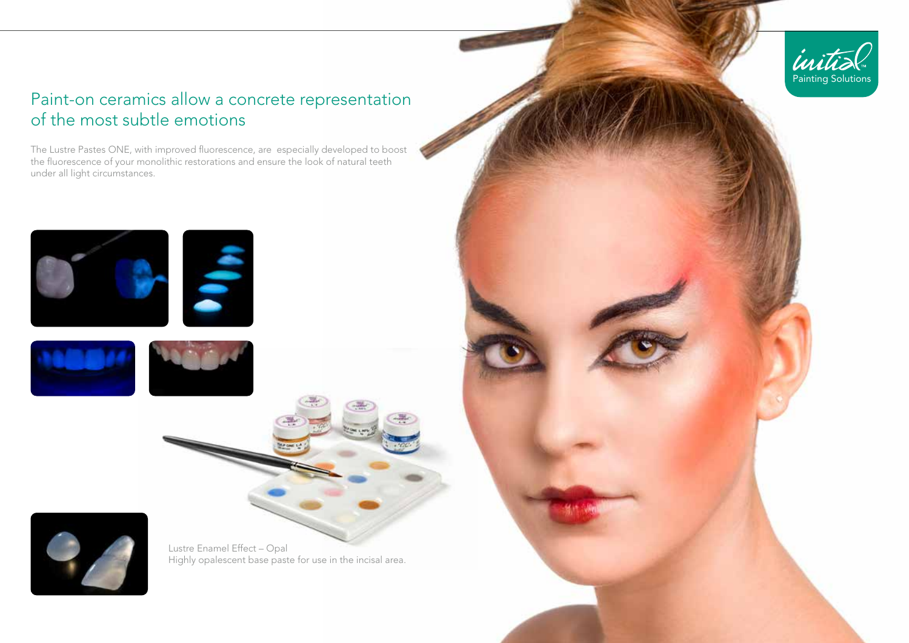## Paint-on ceramics allow a concrete representation of the most subtle emotions

The Lustre Pastes ONE, with improved fluorescence, are especially developed to boost the fluorescence of your monolithic restorations and ensure the look of natural teeth under all light circumstances.

Lustre Enamel Effect – Opal
Highly opalescent base paste for use in the incisal area.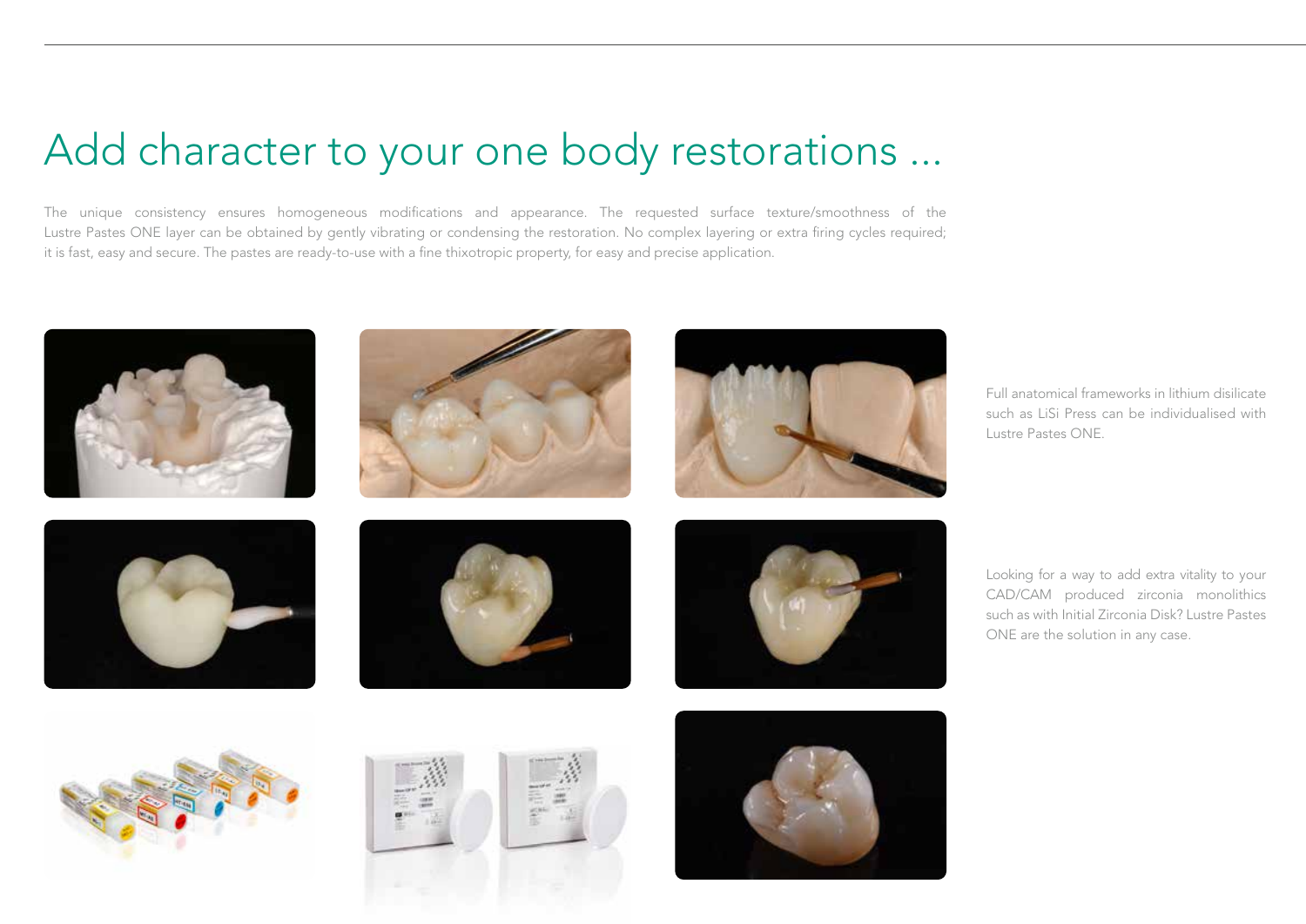# Add character to your one body restorations ...

The unique consistency ensures homogeneous modifications and appearance. The requested surface texture/smoothness of the Lustre Pastes ONE layer can be obtained by gently vibrating or condensing the restoration. No complex layering or extra firing cycles required; it is fast, easy and secure. The pastes are ready-to-use with a fine thixotropic property, for easy and precise application.

Full anatomical frameworks in lithium disilicate such as LiSi Press can be individualised with Lustre Pastes ONE.

Looking for a way to add extra vitality to your CAD/CAM produced zirconia monolithics such as with Initial Zirconia Disk? Lustre Pastes ONE are the solution in any case.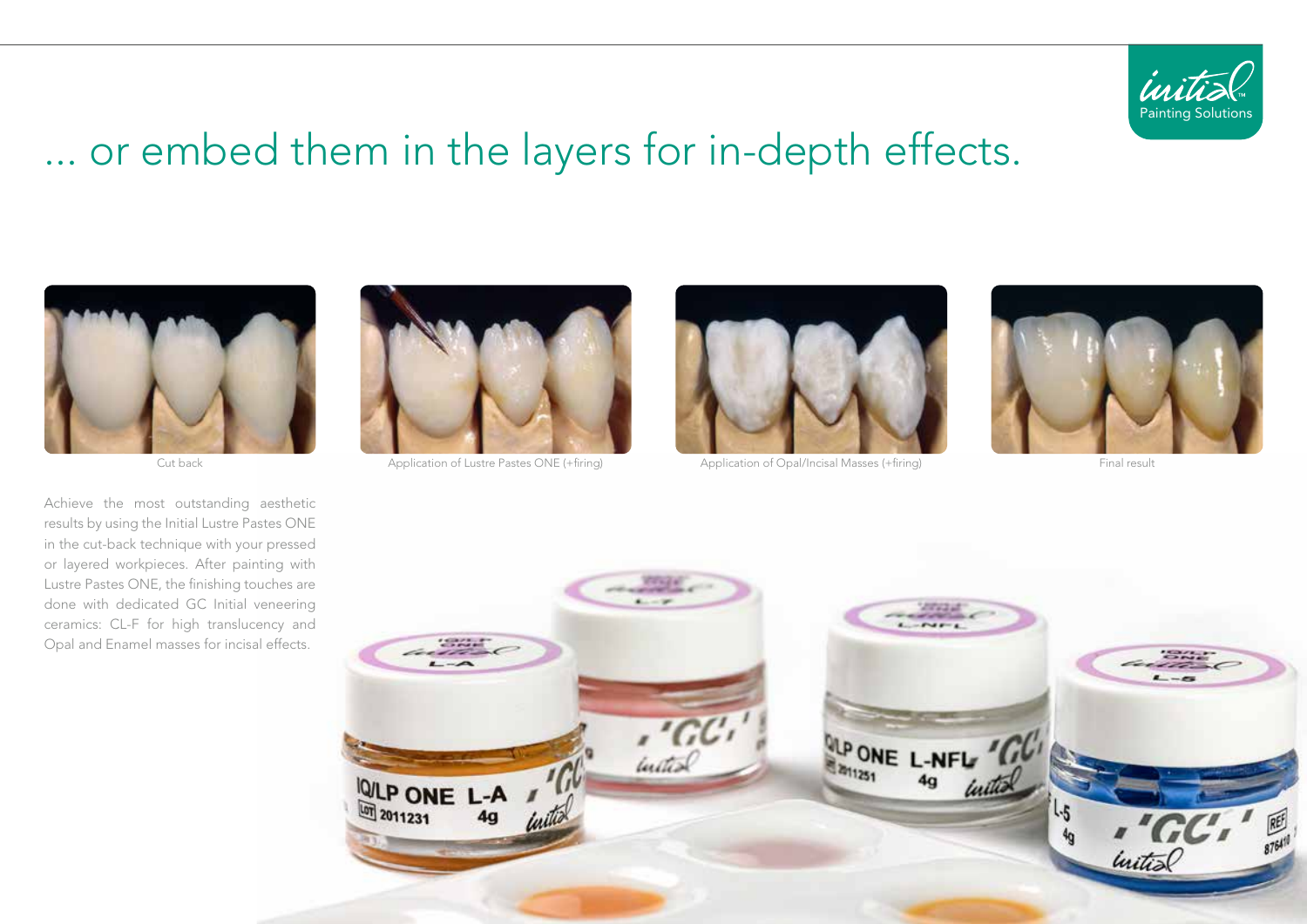# ... or embed them in the layers for in-depth effects.

Cut back

Application of Lustre Pastes ONE (+firing)

Application of Opal/Incisal Masses (+firing)

Final result

Achieve the most outstanding aesthetic results by using the Initial Lustre Pastes ONE in the cut-back technique with your pressed or layered workpieces. After painting with Lustre Pastes ONE, the finishing touches are done with dedicated GC Initial veneering ceramics: CL-F for high translucency and Opal and Enamel masses for incisal effects.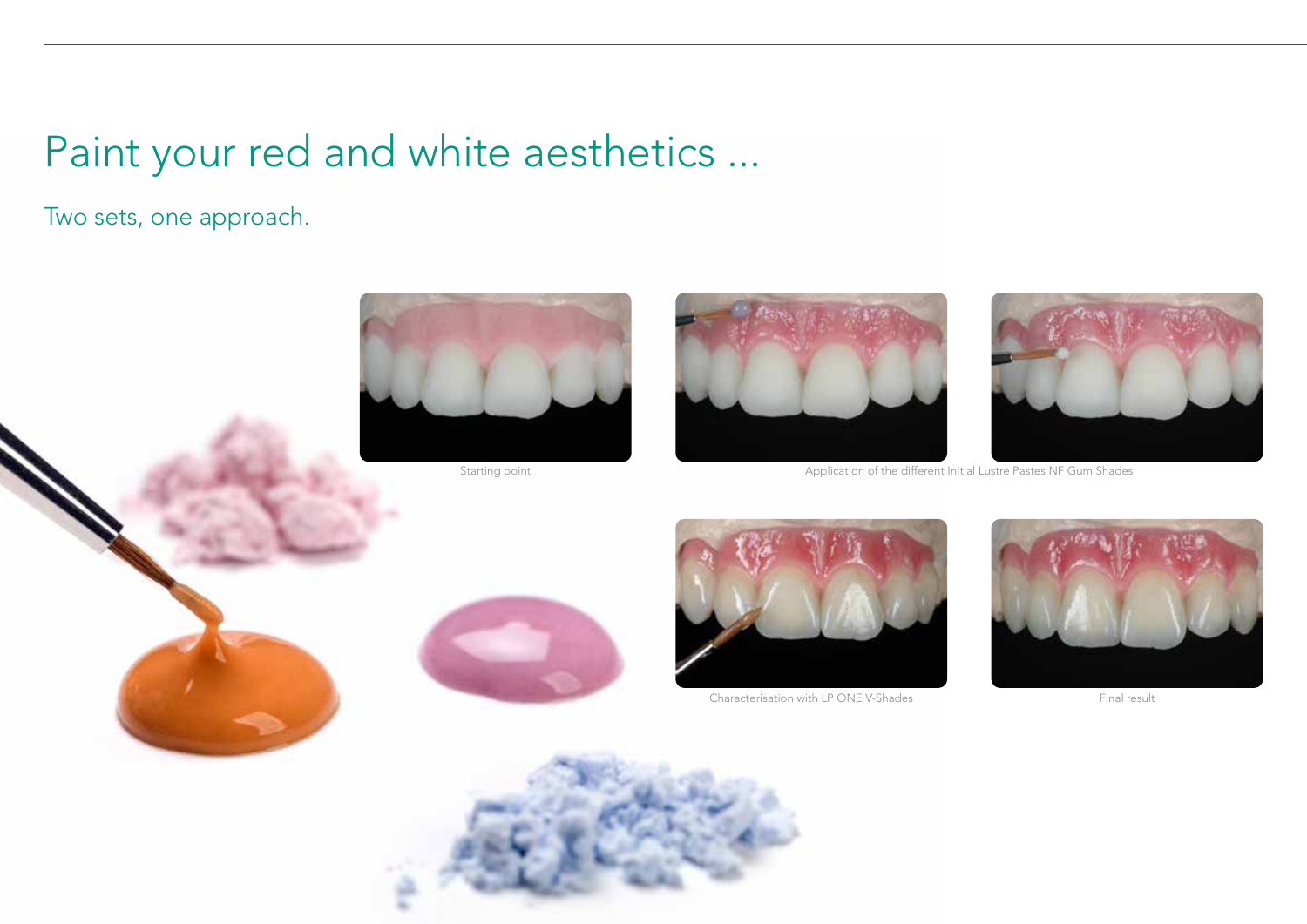# Paint your red and white aesthetics ...

## Two sets, one approach.

Starting point

Application of the different Initial Lustre Pastes NF Gum Shades

Characterisation with LP ONE V-Shades

Final result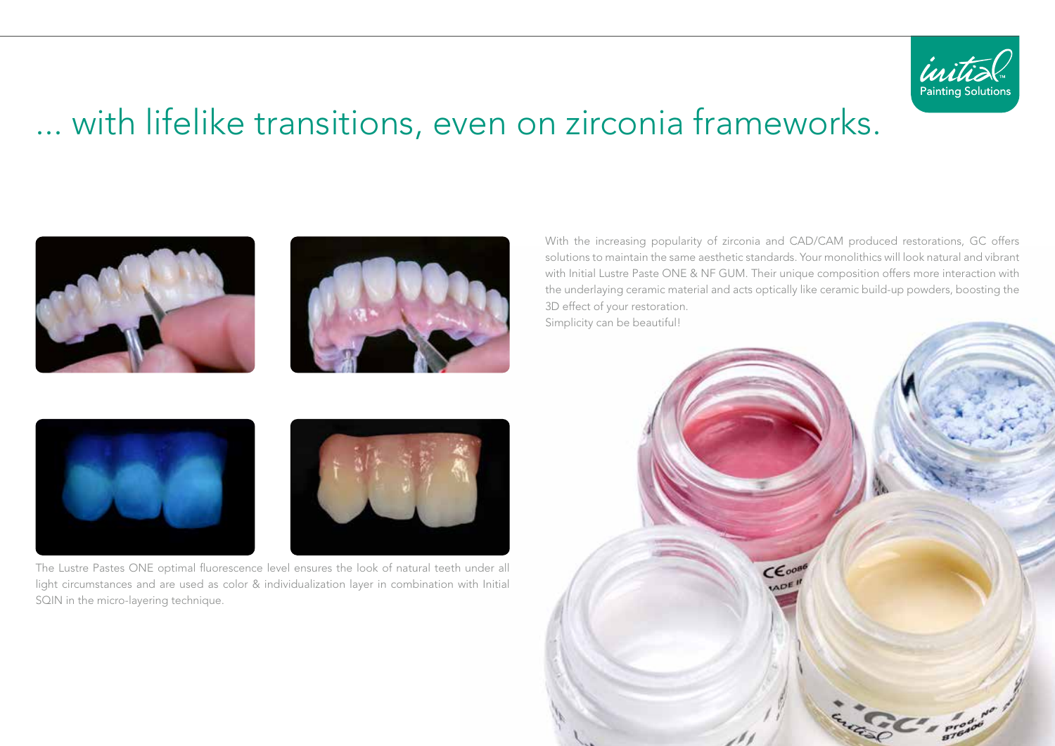# ... with lifelike transitions, even on zirconia frameworks.

With the increasing popularity of zirconia and CAD/CAM produced restorations, GC offers solutions to maintain the same aesthetic standards. Your monolithics will look natural and vibrant with Initial Lustre Paste ONE & NF GUM. Their unique composition offers more interaction with the underlaying ceramic material and acts optically like ceramic build-up powders, boosting the 3D effect of your restoration.
Simplicity can be beautiful!

The Lustre Pastes ONE optimal fluorescence level ensures the look of natural teeth under all light circumstances and are used as color & individualization layer in combination with Initial SQIN in the micro-layering technique.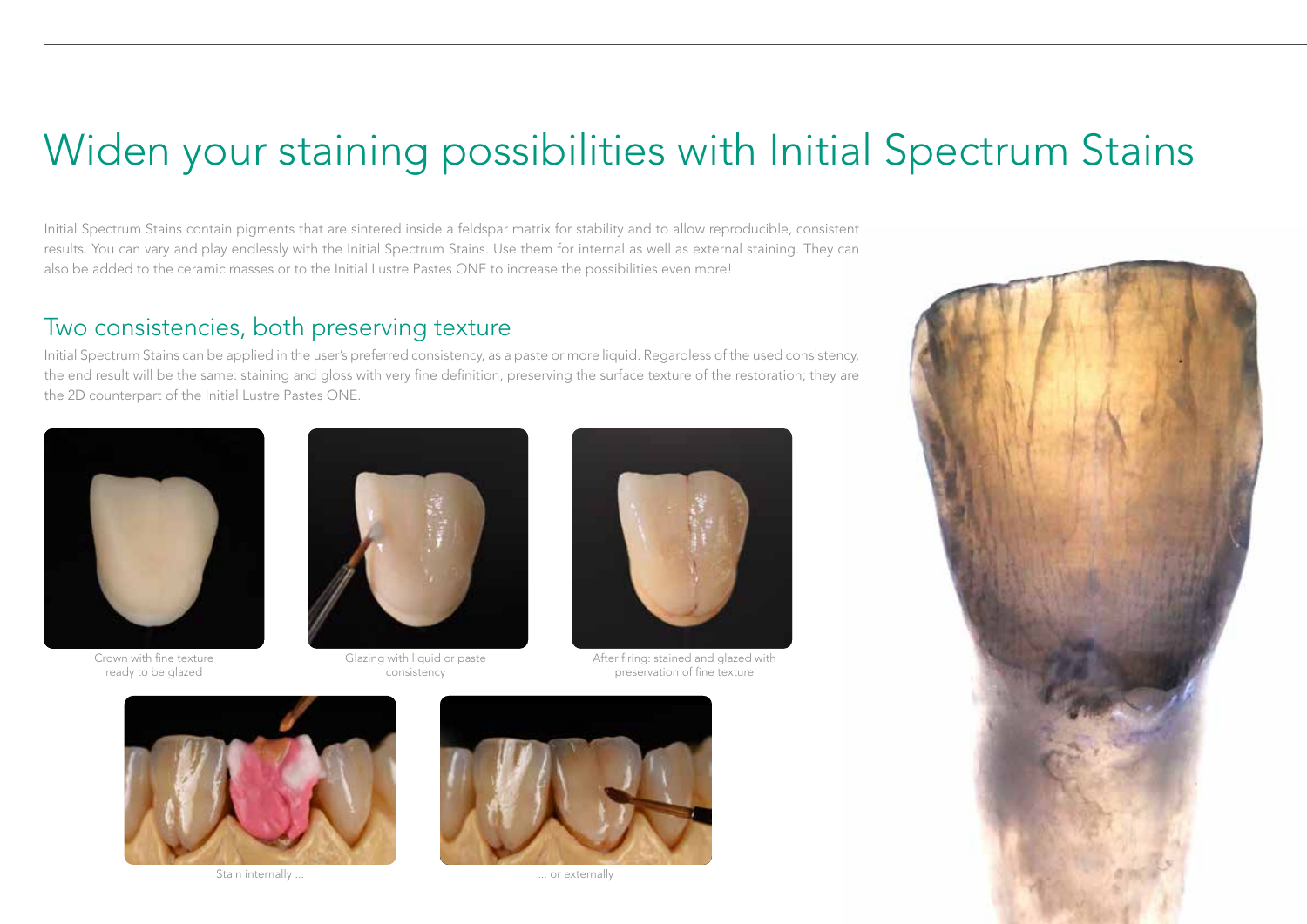# Widen your staining possibilities with Initial Spectrum Stains

Initial Spectrum Stains contain pigments that are sintered inside a feldspar matrix for stability and to allow reproducible, consistent results. You can vary and play endlessly with the Initial Spectrum Stains. Use them for internal as well as external staining. They can also be added to the ceramic masses or to the Initial Lustre Pastes ONE to increase the possibilities even more!

## Two consistencies, both preserving texture

Initial Spectrum Stains can be applied in the user's preferred consistency, as a paste or more liquid. Regardless of the used consistency, the end result will be the same: staining and gloss with very fine definition, preserving the surface texture of the restoration; they are the 2D counterpart of the Initial Lustre Pastes ONE.

Crown with fine texture ready to be glazed

Glazing with liquid or paste consistency

After firing: stained and glazed with preservation of fine texture

Stain internally ...

... or externally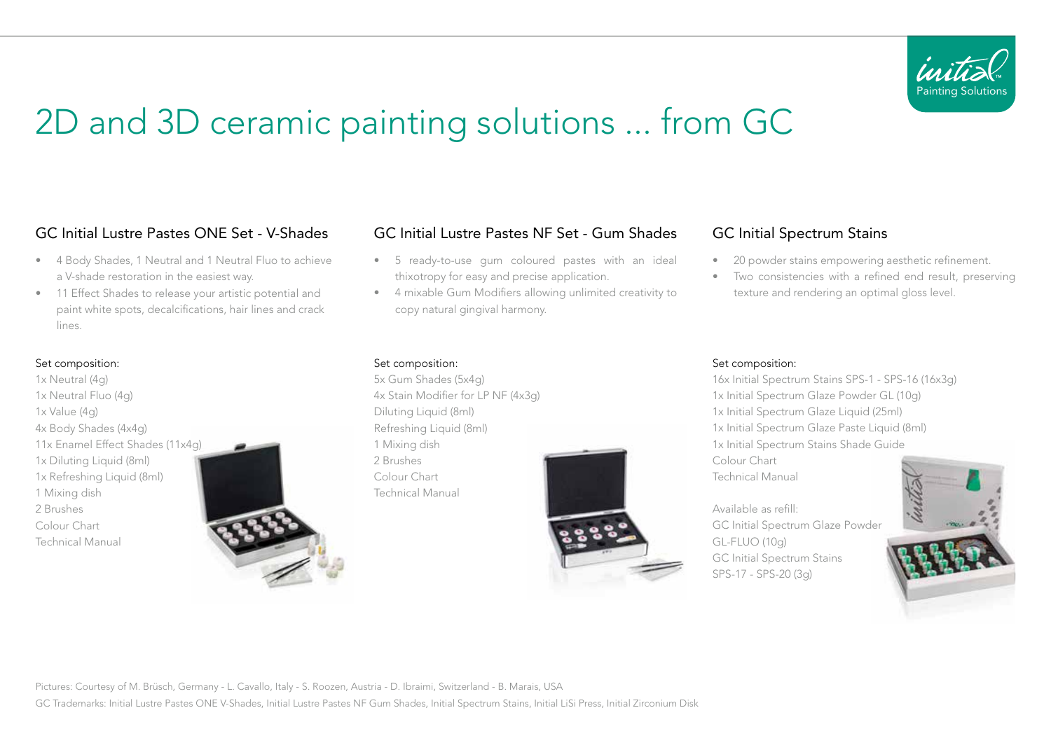# 2D and 3D ceramic painting solutions ... from GC

## GC Initial Lustre Pastes ONE Set - V-Shades

- 4 Body Shades, 1 Neutral and 1 Neutral Fluo to achieve a V-shade restoration in the easiest way.
- 11 Effect Shades to release your artistic potential and paint white spots, decalcifications, hair lines and crack lines.

Set composition:
1x Neutral (4g)
1x Neutral Fluo (4g)
1x Value (4g)
4x Body Shades (4x4g)
11x Enamel Effect Shades (11x4g)
1x Diluting Liquid (8ml)
1x Refreshing Liquid (8ml)
1 Mixing dish
2 Brushes
Colour Chart
Technical Manual

## GC Initial Lustre Pastes NF Set - Gum Shades

- 5 ready-to-use gum coloured pastes with an ideal thixotropy for easy and precise application.
- 4 mixable Gum Modifiers allowing unlimited creativity to copy natural gingival harmony.

Set composition:
5x Gum Shades (5x4g)
4x Stain Modifier for LP NF (4x3g)
Diluting Liquid (8ml)
Refreshing Liquid (8ml)
1 Mixing dish
2 Brushes
Colour Chart
Technical Manual

## GC Initial Spectrum Stains

- 20 powder stains empowering aesthetic refinement.
- Two consistencies with a refined end result, preserving texture and rendering an optimal gloss level.

Set composition:
16x Initial Spectrum Stains SPS-1 - SPS-16 (16x3g)
1x Initial Spectrum Glaze Powder GL (10g)
1x Initial Spectrum Glaze Liquid (25ml)
1x Initial Spectrum Glaze Paste Liquid (8ml)
1x Initial Spectrum Stains Shade Guide
Colour Chart
Technical Manual

Available as refill:
GC Initial Spectrum Glaze Powder GL-FLUO (10g)
GC Initial Spectrum Stains SPS-17 - SPS-20 (3g)

Pictures: Courtesy of M. Brüsch, Germany - L. Cavallo, Italy - S. Roozen, Austria - D. Ibraimi, Switzerland - B. Marais, USA

GC Trademarks: Initial Lustre Pastes ONE V-Shades, Initial Lustre Pastes NF Gum Shades, Initial Spectrum Stains, Initial LiSi Press, Initial Zirconium Disk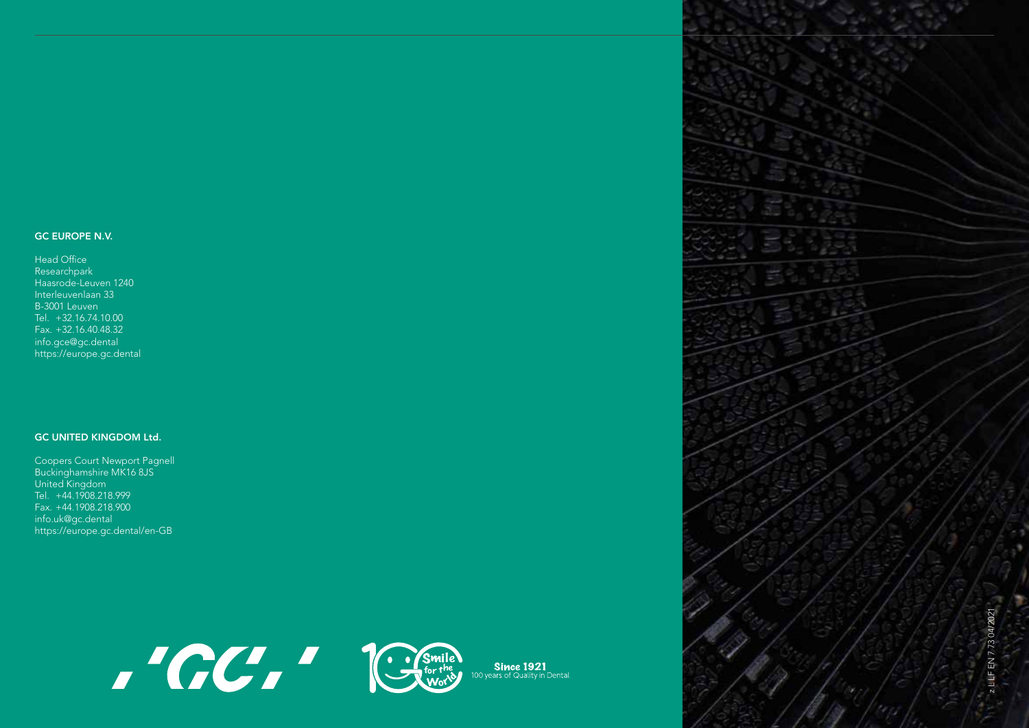**GC EUROPE N.V.**

Head Office
Researchpark
Haasrode-Leuven 1240
Interleuvenlaan 33
B-3001 Leuven
Tel. +32.16.74.10.00
Fax. +32.16.40.48.32
info.gce@gc.dental
https://europe.gc.dental

**GC UNITED KINGDOM Ltd.**

Coopers Court Newport Pagnell
Buckinghamshire MK16 8JS
United Kingdom
Tel. +44.1908.218.999
Fax. +44.1908.218.900
info.uk@gc.dental
https://europe.gc.dental/en-GB

Since 1921
100 years of Quality in Dental

z LLF EN 7 73 04/2021